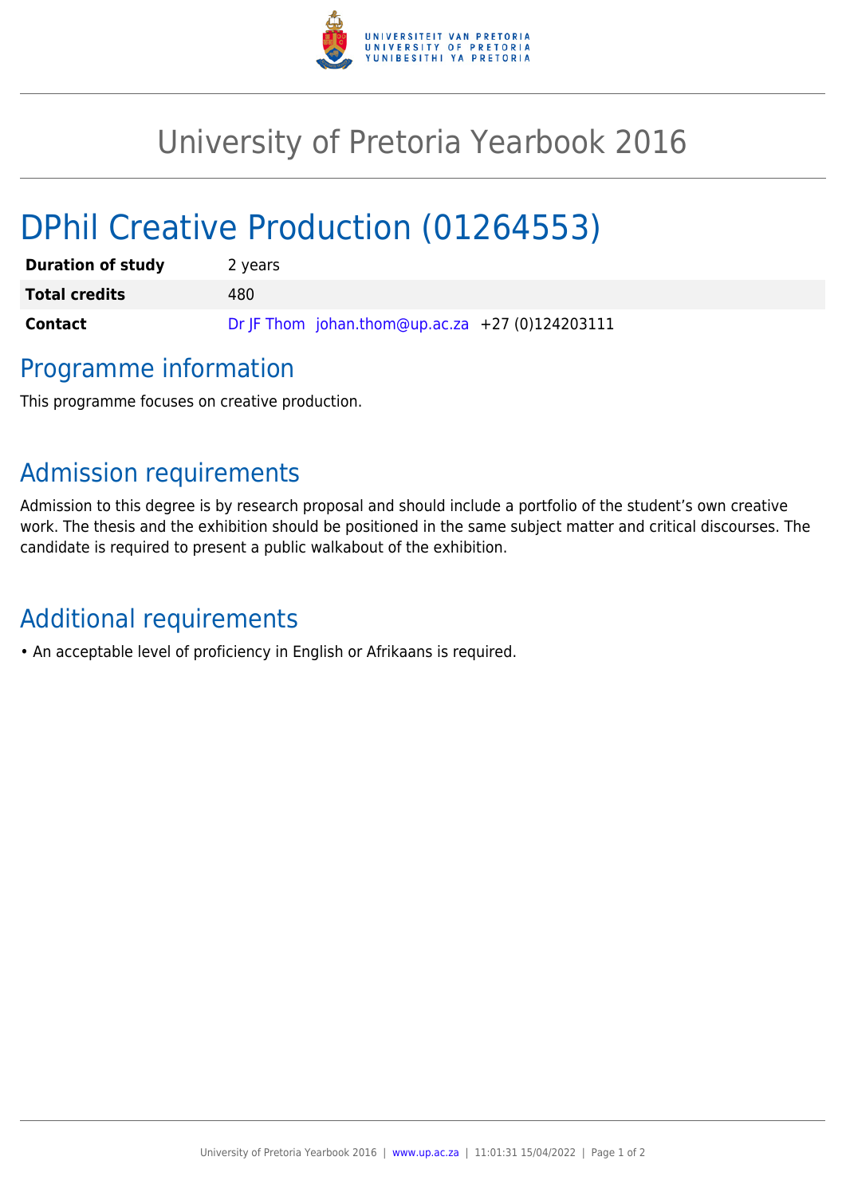# University of Pretoria Yearbook 2016

# DPhil Creative Production (01264553)

| | |
|---|---|
| **Duration of study** | 2 years |
| **Total credits** | 480 |
| **Contact** | Dr JF Thom johan.thom@up.ac.za +27 (0)124203111 |

## Programme information

This programme focuses on creative production.

## Admission requirements

Admission to this degree is by research proposal and should include a portfolio of the student's own creative work. The thesis and the exhibition should be positioned in the same subject matter and critical discourses. The candidate is required to present a public walkabout of the exhibition.

## Additional requirements

• An acceptable level of proficiency in English or Afrikaans is required.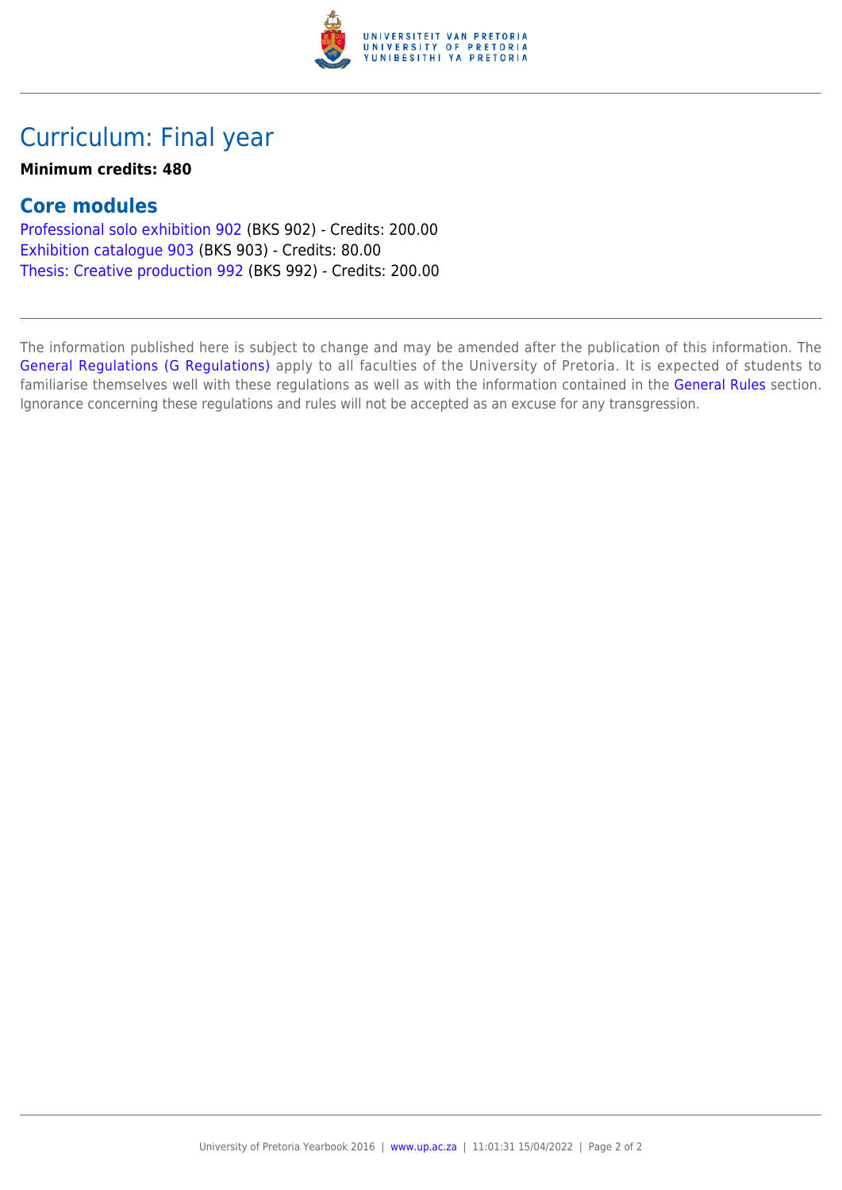## Curriculum: Final year

**Minimum credits: 480**

### Core modules

Professional solo exhibition 902 (BKS 902) - Credits: 200.00
Exhibition catalogue 903 (BKS 903) - Credits: 80.00
Thesis: Creative production 992 (BKS 992) - Credits: 200.00

The information published here is subject to change and may be amended after the publication of this information. The General Regulations (G Regulations) apply to all faculties of the University of Pretoria. It is expected of students to familiarise themselves well with these regulations as well as with the information contained in the General Rules section. Ignorance concerning these regulations and rules will not be accepted as an excuse for any transgression.